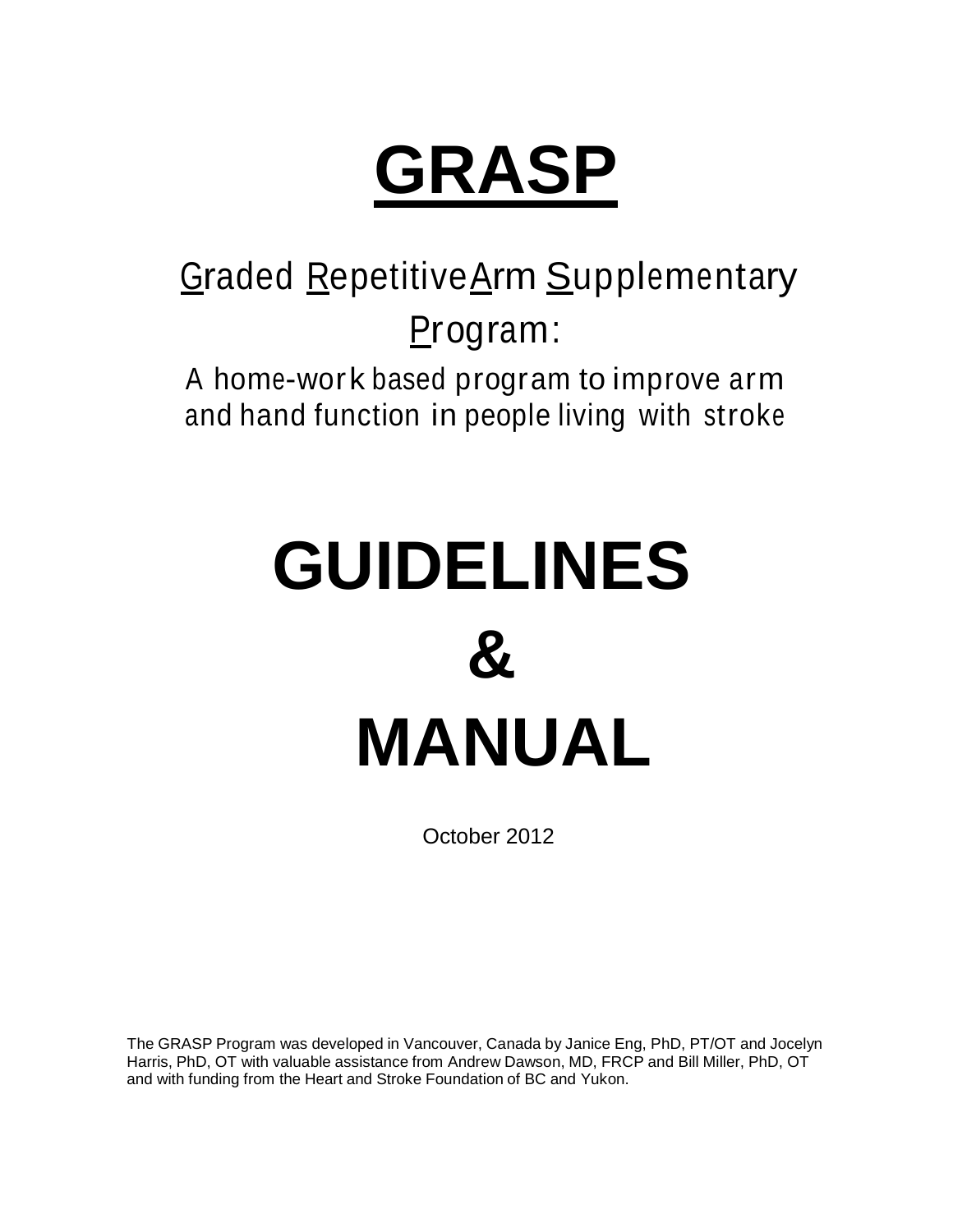# GRASP

## Graded Repetitive Arm Supplementary Program:

A home-work based program to improve arm and hand function in people living with stroke

# GUIDELINES & MANUAL

October 2012

The GRASP Program was developed in Vancouver, Canada by Janice Eng, PhD, PT/OT and Jocelyn Harris, PhD, OT with valuable assistance from Andrew Dawson, MD, FRCP and Bill Miller, PhD, OT and with funding from the Heart and Stroke Foundation of BC and Yukon.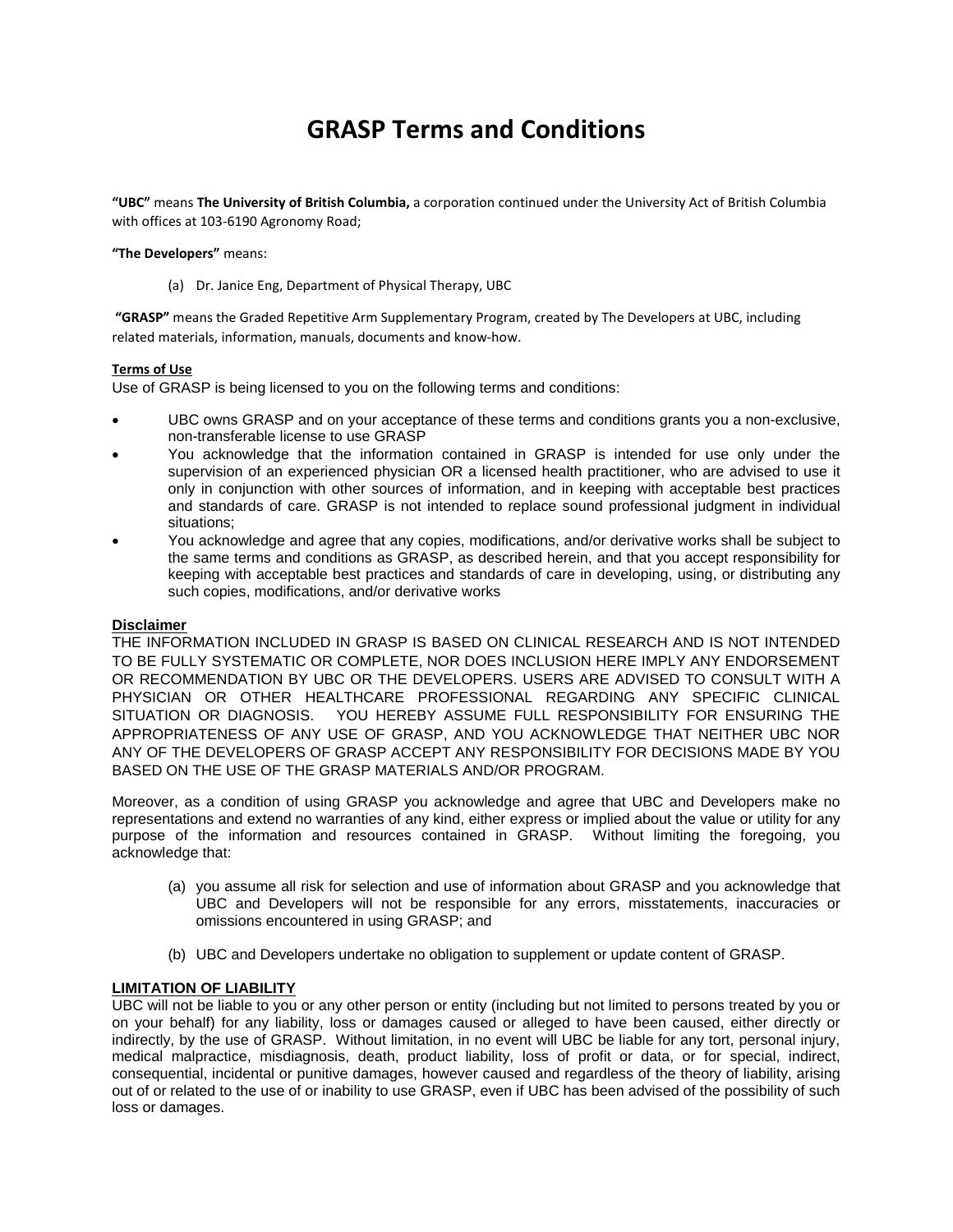# GRASP Terms and Conditions

**"UBC"** means **The University of British Columbia,** a corporation continued under the University Act of British Columbia with offices at 103-6190 Agronomy Road;

**"The Developers"** means:

(a) Dr. Janice Eng, Department of Physical Therapy, UBC

**"GRASP"** means the Graded Repetitive Arm Supplementary Program, created by The Developers at UBC, including related materials, information, manuals, documents and know-how.

**Terms of Use**

Use of GRASP is being licensed to you on the following terms and conditions:

- UBC owns GRASP and on your acceptance of these terms and conditions grants you a non-exclusive, non-transferable license to use GRASP
- You acknowledge that the information contained in GRASP is intended for use only under the supervision of an experienced physician OR a licensed health practitioner, who are advised to use it only in conjunction with other sources of information, and in keeping with acceptable best practices and standards of care. GRASP is not intended to replace sound professional judgment in individual situations;
- You acknowledge and agree that any copies, modifications, and/or derivative works shall be subject to the same terms and conditions as GRASP, as described herein, and that you accept responsibility for keeping with acceptable best practices and standards of care in developing, using, or distributing any such copies, modifications, and/or derivative works

**Disclaimer**

THE INFORMATION INCLUDED IN GRASP IS BASED ON CLINICAL RESEARCH AND IS NOT INTENDED TO BE FULLY SYSTEMATIC OR COMPLETE, NOR DOES INCLUSION HERE IMPLY ANY ENDORSEMENT OR RECOMMENDATION BY UBC OR THE DEVELOPERS. USERS ARE ADVISED TO CONSULT WITH A PHYSICIAN OR OTHER HEALTHCARE PROFESSIONAL REGARDING ANY SPECIFIC CLINICAL SITUATION OR DIAGNOSIS. YOU HEREBY ASSUME FULL RESPONSIBILITY FOR ENSURING THE APPROPRIATENESS OF ANY USE OF GRASP, AND YOU ACKNOWLEDGE THAT NEITHER UBC NOR ANY OF THE DEVELOPERS OF GRASP ACCEPT ANY RESPONSIBILITY FOR DECISIONS MADE BY YOU BASED ON THE USE OF THE GRASP MATERIALS AND/OR PROGRAM.

Moreover, as a condition of using GRASP you acknowledge and agree that UBC and Developers make no representations and extend no warranties of any kind, either express or implied about the value or utility for any purpose of the information and resources contained in GRASP. Without limiting the foregoing, you acknowledge that:

(a) you assume all risk for selection and use of information about GRASP and you acknowledge that UBC and Developers will not be responsible for any errors, misstatements, inaccuracies or omissions encountered in using GRASP; and

(b) UBC and Developers undertake no obligation to supplement or update content of GRASP.

**LIMITATION OF LIABILITY**

UBC will not be liable to you or any other person or entity (including but not limited to persons treated by you or on your behalf) for any liability, loss or damages caused or alleged to have been caused, either directly or indirectly, by the use of GRASP. Without limitation, in no event will UBC be liable for any tort, personal injury, medical malpractice, misdiagnosis, death, product liability, loss of profit or data, or for special, indirect, consequential, incidental or punitive damages, however caused and regardless of the theory of liability, arising out of or related to the use of or inability to use GRASP, even if UBC has been advised of the possibility of such loss or damages.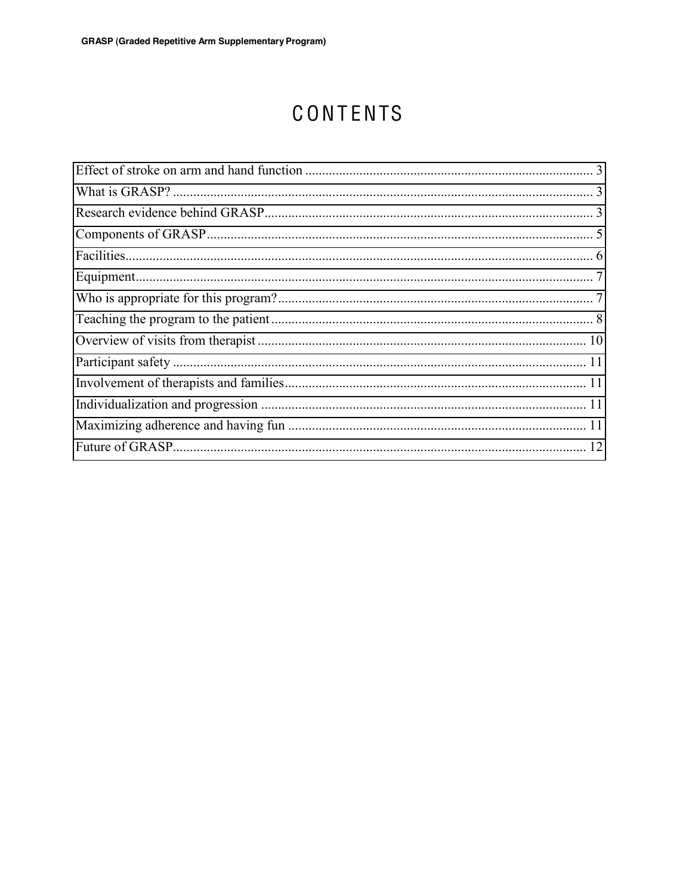# CONTENTS

| Section | Page |
|---|---|
| Effect of stroke on arm and hand function | 3 |
| What is GRASP? | 3 |
| Research evidence behind GRASP | 3 |
| Components of GRASP | 5 |
| Facilities | 6 |
| Equipment | 7 |
| Who is appropriate for this program? | 7 |
| Teaching the program to the patient | 8 |
| Overview of visits from therapist | 10 |
| Participant safety | 11 |
| Involvement of therapists and families | 11 |
| Individualization and progression | 11 |
| Maximizing adherence and having fun | 11 |
| Future of GRASP | 12 |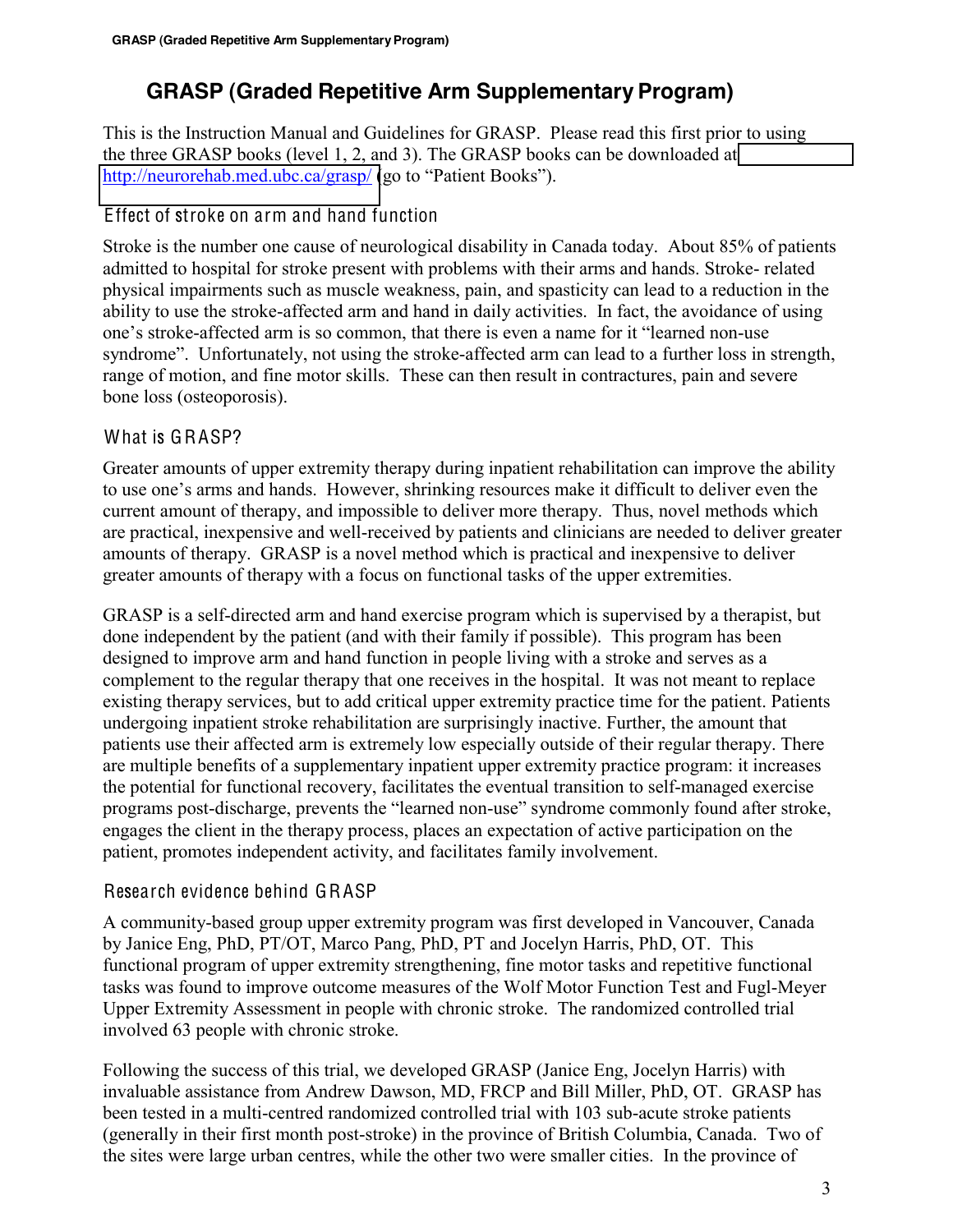# GRASP (Graded Repetitive Arm Supplementary Program)

This is the Instruction Manual and Guidelines for GRASP. Please read this first prior to using the three GRASP books (level 1, 2, and 3). The GRASP books can be downloaded at http://neurorehab.med.ubc.ca/grasp/ (go to "Patient Books").

## Effect of stroke on arm and hand function

Stroke is the number one cause of neurological disability in Canada today. About 85% of patients admitted to hospital for stroke present with problems with their arms and hands. Stroke- related physical impairments such as muscle weakness, pain, and spasticity can lead to a reduction in the ability to use the stroke-affected arm and hand in daily activities. In fact, the avoidance of using one's stroke-affected arm is so common, that there is even a name for it "learned non-use syndrome". Unfortunately, not using the stroke-affected arm can lead to a further loss in strength, range of motion, and fine motor skills. These can then result in contractures, pain and severe bone loss (osteoporosis).

## What is GRASP?

Greater amounts of upper extremity therapy during inpatient rehabilitation can improve the ability to use one's arms and hands. However, shrinking resources make it difficult to deliver even the current amount of therapy, and impossible to deliver more therapy. Thus, novel methods which are practical, inexpensive and well-received by patients and clinicians are needed to deliver greater amounts of therapy. GRASP is a novel method which is practical and inexpensive to deliver greater amounts of therapy with a focus on functional tasks of the upper extremities.

GRASP is a self-directed arm and hand exercise program which is supervised by a therapist, but done independent by the patient (and with their family if possible). This program has been designed to improve arm and hand function in people living with a stroke and serves as a complement to the regular therapy that one receives in the hospital. It was not meant to replace existing therapy services, but to add critical upper extremity practice time for the patient. Patients undergoing inpatient stroke rehabilitation are surprisingly inactive. Further, the amount that patients use their affected arm is extremely low especially outside of their regular therapy. There are multiple benefits of a supplementary inpatient upper extremity practice program: it increases the potential for functional recovery, facilitates the eventual transition to self-managed exercise programs post-discharge, prevents the "learned non-use" syndrome commonly found after stroke, engages the client in the therapy process, places an expectation of active participation on the patient, promotes independent activity, and facilitates family involvement.

## Research evidence behind GRASP

A community-based group upper extremity program was first developed in Vancouver, Canada by Janice Eng, PhD, PT/OT, Marco Pang, PhD, PT and Jocelyn Harris, PhD, OT. This functional program of upper extremity strengthening, fine motor tasks and repetitive functional tasks was found to improve outcome measures of the Wolf Motor Function Test and Fugl-Meyer Upper Extremity Assessment in people with chronic stroke. The randomized controlled trial involved 63 people with chronic stroke.

Following the success of this trial, we developed GRASP (Janice Eng, Jocelyn Harris) with invaluable assistance from Andrew Dawson, MD, FRCP and Bill Miller, PhD, OT. GRASP has been tested in a multi-centred randomized controlled trial with 103 sub-acute stroke patients (generally in their first month post-stroke) in the province of British Columbia, Canada. Two of the sites were large urban centres, while the other two were smaller cities. In the province of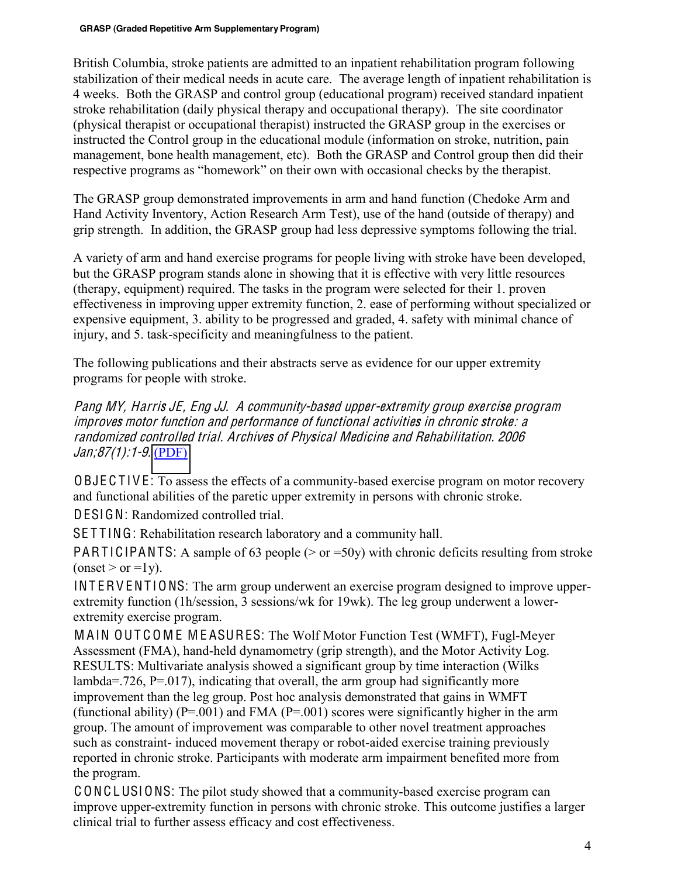British Columbia, stroke patients are admitted to an inpatient rehabilitation program following stabilization of their medical needs in acute care. The average length of inpatient rehabilitation is 4 weeks. Both the GRASP and control group (educational program) received standard inpatient stroke rehabilitation (daily physical therapy and occupational therapy). The site coordinator (physical therapist or occupational therapist) instructed the GRASP group in the exercises or instructed the Control group in the educational module (information on stroke, nutrition, pain management, bone health management, etc). Both the GRASP and Control group then did their respective programs as "homework" on their own with occasional checks by the therapist.

The GRASP group demonstrated improvements in arm and hand function (Chedoke Arm and Hand Activity Inventory, Action Research Arm Test), use of the hand (outside of therapy) and grip strength. In addition, the GRASP group had less depressive symptoms following the trial.

A variety of arm and hand exercise programs for people living with stroke have been developed, but the GRASP program stands alone in showing that it is effective with very little resources (therapy, equipment) required. The tasks in the program were selected for their 1. proven effectiveness in improving upper extremity function, 2. ease of performing without specialized or expensive equipment, 3. ability to be progressed and graded, 4. safety with minimal chance of injury, and 5. task-specificity and meaningfulness to the patient.

The following publications and their abstracts serve as evidence for our upper extremity programs for people with stroke.

*Pang MY, Harris JE, Eng JJ. A community-based upper-extremity group exercise program improves motor function and performance of functional activities in chronic stroke: a randomized controlled trial. Archives of Physical Medicine and Rehabilitation. 2006 Jan;87(1):1-9.* (PDF)

OBJECTIVE: To assess the effects of a community-based exercise program on motor recovery and functional abilities of the paretic upper extremity in persons with chronic stroke.

DESIGN: Randomized controlled trial.

SETTING: Rehabilitation research laboratory and a community hall.

PARTICIPANTS: A sample of 63 people (> or =50y) with chronic deficits resulting from stroke (onset > or =1y).

INTERVENTIONS: The arm group underwent an exercise program designed to improve upper-extremity function (1h/session, 3 sessions/wk for 19wk). The leg group underwent a lower-extremity exercise program.

MAIN OUTCOME MEASURES: The Wolf Motor Function Test (WMFT), Fugl-Meyer Assessment (FMA), hand-held dynamometry (grip strength), and the Motor Activity Log. RESULTS: Multivariate analysis showed a significant group by time interaction (Wilks lambda=.726, P=.017), indicating that overall, the arm group had significantly more improvement than the leg group. Post hoc analysis demonstrated that gains in WMFT (functional ability) (P=.001) and FMA (P=.001) scores were significantly higher in the arm group. The amount of improvement was comparable to other novel treatment approaches such as constraint- induced movement therapy or robot-aided exercise training previously reported in chronic stroke. Participants with moderate arm impairment benefited more from the program.

CONCLUSIONS: The pilot study showed that a community-based exercise program can improve upper-extremity function in persons with chronic stroke. This outcome justifies a larger clinical trial to further assess efficacy and cost effectiveness.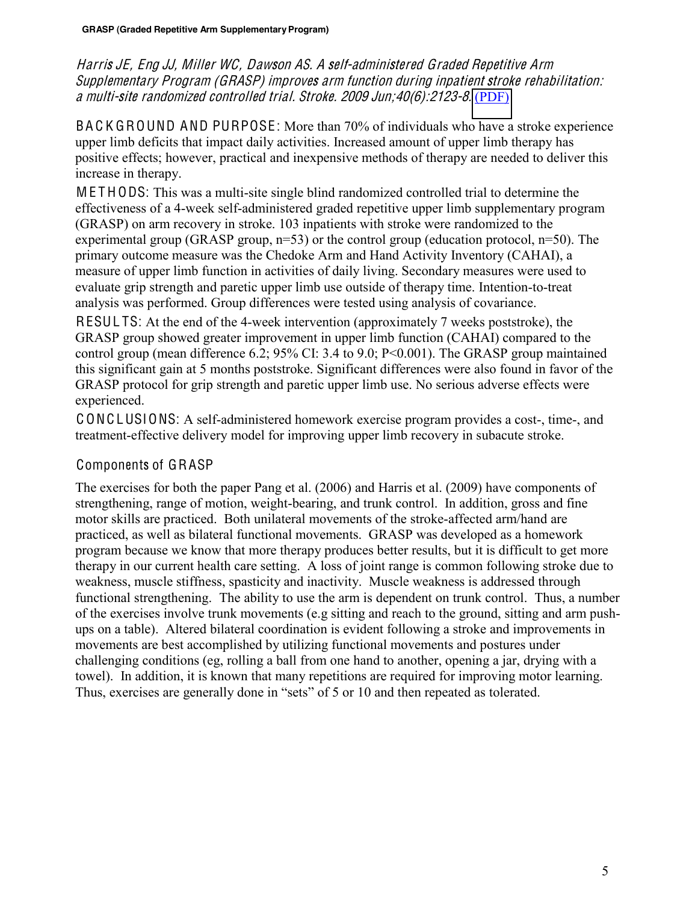*Harris JE, Eng JJ, Miller WC, Dawson AS. A self-administered Graded Repetitive Arm Supplementary Program (GRASP) improves arm function during inpatient stroke rehabilitation: a multi-site randomized controlled trial. Stroke. 2009 Jun;40(6):2123-8.* (PDF)

BACKGROUND AND PURPOSE: More than 70% of individuals who have a stroke experience upper limb deficits that impact daily activities. Increased amount of upper limb therapy has positive effects; however, practical and inexpensive methods of therapy are needed to deliver this increase in therapy.

METHODS: This was a multi-site single blind randomized controlled trial to determine the effectiveness of a 4-week self-administered graded repetitive upper limb supplementary program (GRASP) on arm recovery in stroke. 103 inpatients with stroke were randomized to the experimental group (GRASP group, n=53) or the control group (education protocol, n=50). The primary outcome measure was the Chedoke Arm and Hand Activity Inventory (CAHAI), a measure of upper limb function in activities of daily living. Secondary measures were used to evaluate grip strength and paretic upper limb use outside of therapy time. Intention-to-treat analysis was performed. Group differences were tested using analysis of covariance.

RESULTS: At the end of the 4-week intervention (approximately 7 weeks poststroke), the GRASP group showed greater improvement in upper limb function (CAHAI) compared to the control group (mean difference 6.2; 95% CI: 3.4 to 9.0; P<0.001). The GRASP group maintained this significant gain at 5 months poststroke. Significant differences were also found in favor of the GRASP protocol for grip strength and paretic upper limb use. No serious adverse effects were experienced.

CONCLUSIONS: A self-administered homework exercise program provides a cost-, time-, and treatment-effective delivery model for improving upper limb recovery in subacute stroke.

## Components of GRASP

The exercises for both the paper Pang et al. (2006) and Harris et al. (2009) have components of strengthening, range of motion, weight-bearing, and trunk control. In addition, gross and fine motor skills are practiced. Both unilateral movements of the stroke-affected arm/hand are practiced, as well as bilateral functional movements. GRASP was developed as a homework program because we know that more therapy produces better results, but it is difficult to get more therapy in our current health care setting. A loss of joint range is common following stroke due to weakness, muscle stiffness, spasticity and inactivity. Muscle weakness is addressed through functional strengthening. The ability to use the arm is dependent on trunk control. Thus, a number of the exercises involve trunk movements (e.g sitting and reach to the ground, sitting and arm push-ups on a table). Altered bilateral coordination is evident following a stroke and improvements in movements are best accomplished by utilizing functional movements and postures under challenging conditions (eg, rolling a ball from one hand to another, opening a jar, drying with a towel). In addition, it is known that many repetitions are required for improving motor learning. Thus, exercises are generally done in "sets" of 5 or 10 and then repeated as tolerated.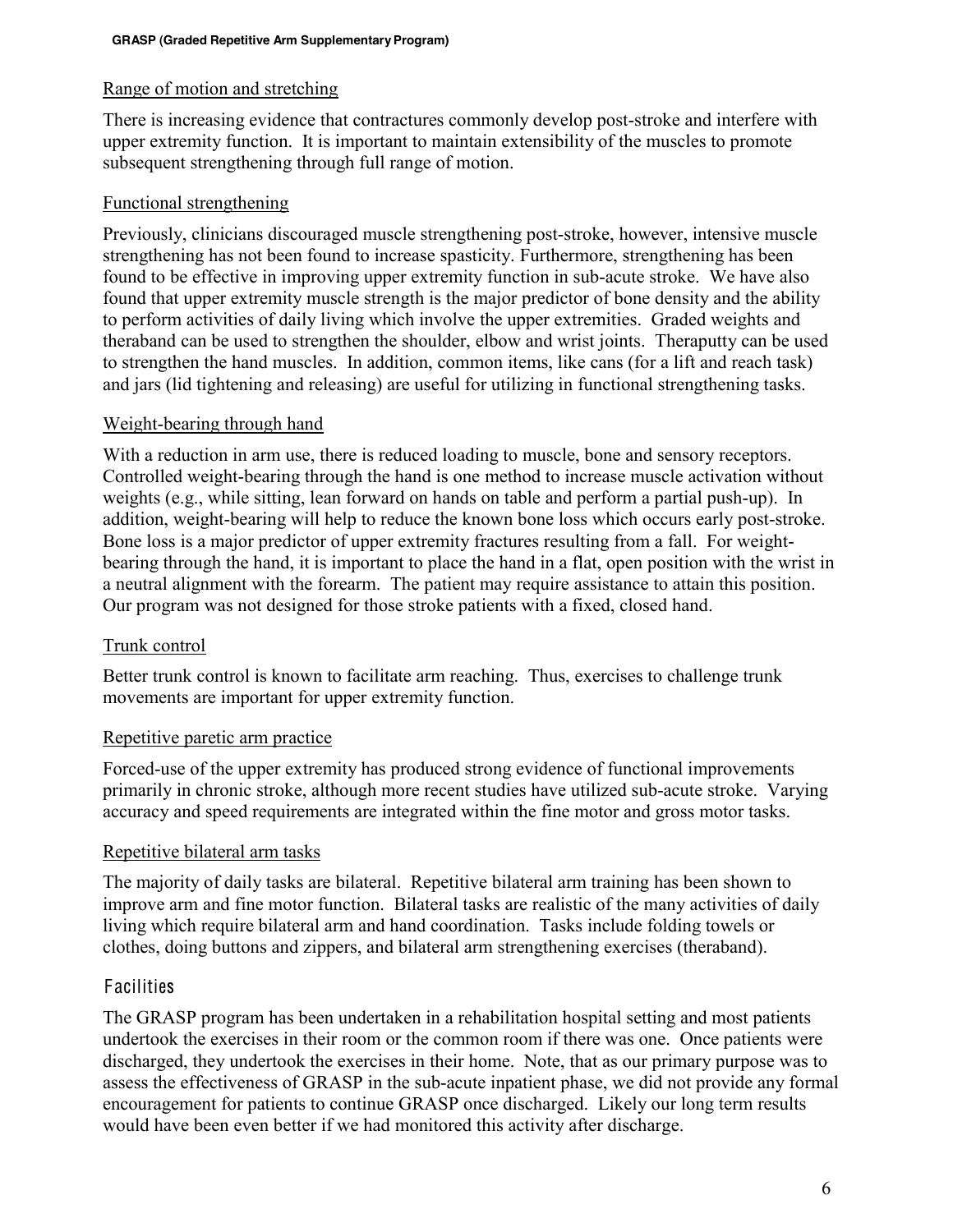### Range of motion and stretching

There is increasing evidence that contractures commonly develop post-stroke and interfere with upper extremity function. It is important to maintain extensibility of the muscles to promote subsequent strengthening through full range of motion.

### Functional strengthening

Previously, clinicians discouraged muscle strengthening post-stroke, however, intensive muscle strengthening has not been found to increase spasticity. Furthermore, strengthening has been found to be effective in improving upper extremity function in sub-acute stroke. We have also found that upper extremity muscle strength is the major predictor of bone density and the ability to perform activities of daily living which involve the upper extremities. Graded weights and theraband can be used to strengthen the shoulder, elbow and wrist joints. Theraputty can be used to strengthen the hand muscles. In addition, common items, like cans (for a lift and reach task) and jars (lid tightening and releasing) are useful for utilizing in functional strengthening tasks.

### Weight-bearing through hand

With a reduction in arm use, there is reduced loading to muscle, bone and sensory receptors. Controlled weight-bearing through the hand is one method to increase muscle activation without weights (e.g., while sitting, lean forward on hands on table and perform a partial push-up). In addition, weight-bearing will help to reduce the known bone loss which occurs early post-stroke. Bone loss is a major predictor of upper extremity fractures resulting from a fall. For weight-bearing through the hand, it is important to place the hand in a flat, open position with the wrist in a neutral alignment with the forearm. The patient may require assistance to attain this position. Our program was not designed for those stroke patients with a fixed, closed hand.

### Trunk control

Better trunk control is known to facilitate arm reaching. Thus, exercises to challenge trunk movements are important for upper extremity function.

### Repetitive paretic arm practice

Forced-use of the upper extremity has produced strong evidence of functional improvements primarily in chronic stroke, although more recent studies have utilized sub-acute stroke. Varying accuracy and speed requirements are integrated within the fine motor and gross motor tasks.

### Repetitive bilateral arm tasks

The majority of daily tasks are bilateral. Repetitive bilateral arm training has been shown to improve arm and fine motor function. Bilateral tasks are realistic of the many activities of daily living which require bilateral arm and hand coordination. Tasks include folding towels or clothes, doing buttons and zippers, and bilateral arm strengthening exercises (theraband).

## Facilities

The GRASP program has been undertaken in a rehabilitation hospital setting and most patients undertook the exercises in their room or the common room if there was one. Once patients were discharged, they undertook the exercises in their home. Note, that as our primary purpose was to assess the effectiveness of GRASP in the sub-acute inpatient phase, we did not provide any formal encouragement for patients to continue GRASP once discharged. Likely our long term results would have been even better if we had monitored this activity after discharge.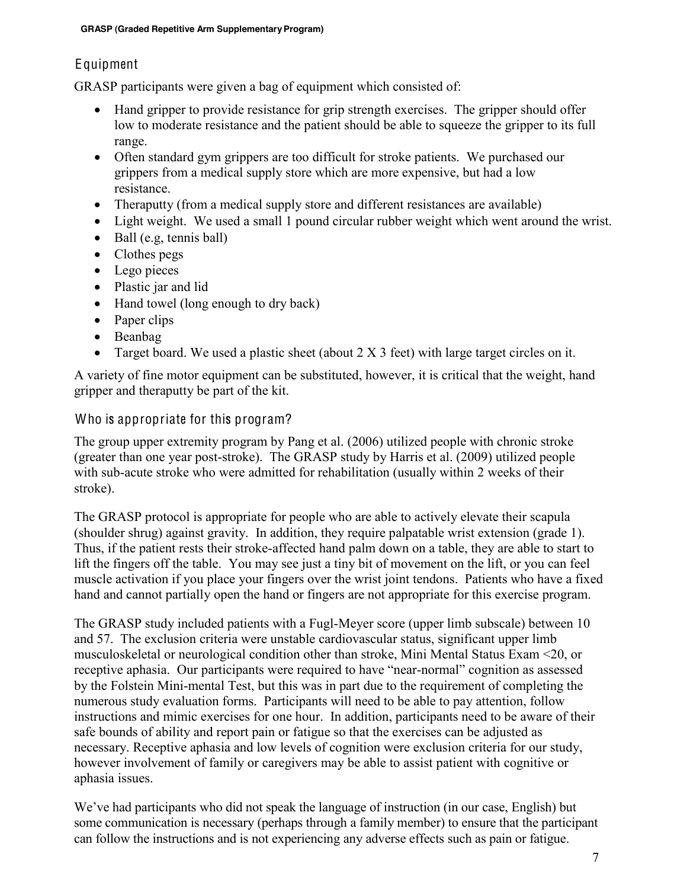## Equipment

GRASP participants were given a bag of equipment which consisted of:

- Hand gripper to provide resistance for grip strength exercises. The gripper should offer low to moderate resistance and the patient should be able to squeeze the gripper to its full range.
- Often standard gym grippers are too difficult for stroke patients. We purchased our grippers from a medical supply store which are more expensive, but had a low resistance.
- Theraputty (from a medical supply store and different resistances are available)
- Light weight. We used a small 1 pound circular rubber weight which went around the wrist.
- Ball (e.g, tennis ball)
- Clothes pegs
- Lego pieces
- Plastic jar and lid
- Hand towel (long enough to dry back)
- Paper clips
- Beanbag
- Target board. We used a plastic sheet (about 2 X 3 feet) with large target circles on it.

A variety of fine motor equipment can be substituted, however, it is critical that the weight, hand gripper and theraputty be part of the kit.

## Who is appropriate for this program?

The group upper extremity program by Pang et al. (2006) utilized people with chronic stroke (greater than one year post-stroke). The GRASP study by Harris et al. (2009) utilized people with sub-acute stroke who were admitted for rehabilitation (usually within 2 weeks of their stroke).

The GRASP protocol is appropriate for people who are able to actively elevate their scapula (shoulder shrug) against gravity. In addition, they require palpatable wrist extension (grade 1). Thus, if the patient rests their stroke-affected hand palm down on a table, they are able to start to lift the fingers off the table. You may see just a tiny bit of movement on the lift, or you can feel muscle activation if you place your fingers over the wrist joint tendons. Patients who have a fixed hand and cannot partially open the hand or fingers are not appropriate for this exercise program.

The GRASP study included patients with a Fugl-Meyer score (upper limb subscale) between 10 and 57. The exclusion criteria were unstable cardiovascular status, significant upper limb musculoskeletal or neurological condition other than stroke, Mini Mental Status Exam <20, or receptive aphasia. Our participants were required to have "near-normal" cognition as assessed by the Folstein Mini-mental Test, but this was in part due to the requirement of completing the numerous study evaluation forms. Participants will need to be able to pay attention, follow instructions and mimic exercises for one hour. In addition, participants need to be aware of their safe bounds of ability and report pain or fatigue so that the exercises can be adjusted as necessary. Receptive aphasia and low levels of cognition were exclusion criteria for our study, however involvement of family or caregivers may be able to assist patient with cognitive or aphasia issues.

We've had participants who did not speak the language of instruction (in our case, English) but some communication is necessary (perhaps through a family member) to ensure that the participant can follow the instructions and is not experiencing any adverse effects such as pain or fatigue.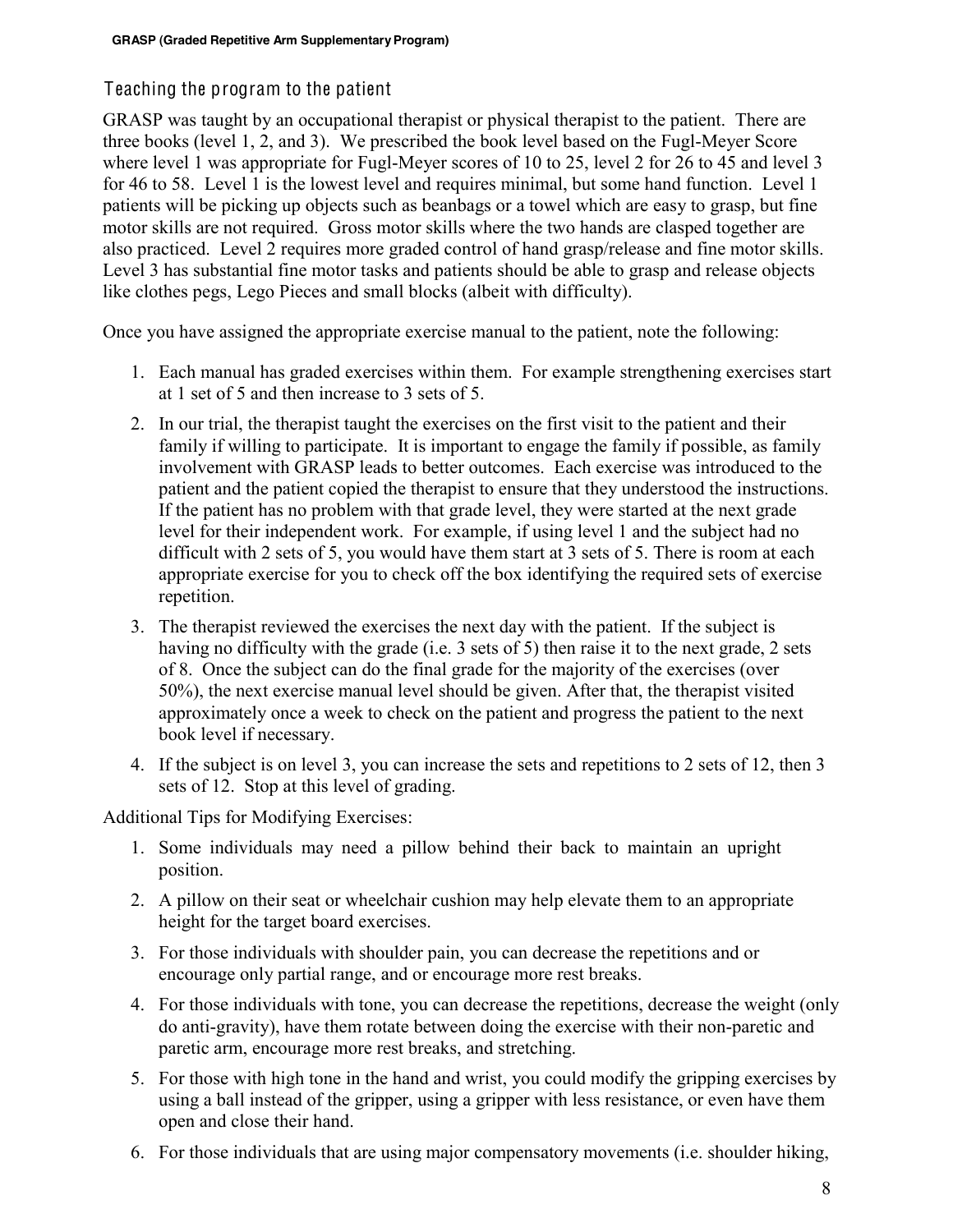## Teaching the program to the patient

GRASP was taught by an occupational therapist or physical therapist to the patient. There are three books (level 1, 2, and 3). We prescribed the book level based on the Fugl-Meyer Score where level 1 was appropriate for Fugl-Meyer scores of 10 to 25, level 2 for 26 to 45 and level 3 for 46 to 58. Level 1 is the lowest level and requires minimal, but some hand function. Level 1 patients will be picking up objects such as beanbags or a towel which are easy to grasp, but fine motor skills are not required. Gross motor skills where the two hands are clasped together are also practiced. Level 2 requires more graded control of hand grasp/release and fine motor skills. Level 3 has substantial fine motor tasks and patients should be able to grasp and release objects like clothes pegs, Lego Pieces and small blocks (albeit with difficulty).

Once you have assigned the appropriate exercise manual to the patient, note the following:

1. Each manual has graded exercises within them. For example strengthening exercises start at 1 set of 5 and then increase to 3 sets of 5.
2. In our trial, the therapist taught the exercises on the first visit to the patient and their family if willing to participate. It is important to engage the family if possible, as family involvement with GRASP leads to better outcomes. Each exercise was introduced to the patient and the patient copied the therapist to ensure that they understood the instructions. If the patient has no problem with that grade level, they were started at the next grade level for their independent work. For example, if using level 1 and the subject had no difficult with 2 sets of 5, you would have them start at 3 sets of 5. There is room at each appropriate exercise for you to check off the box identifying the required sets of exercise repetition.
3. The therapist reviewed the exercises the next day with the patient. If the subject is having no difficulty with the grade (i.e. 3 sets of 5) then raise it to the next grade, 2 sets of 8. Once the subject can do the final grade for the majority of the exercises (over 50%), the next exercise manual level should be given. After that, the therapist visited approximately once a week to check on the patient and progress the patient to the next book level if necessary.
4. If the subject is on level 3, you can increase the sets and repetitions to 2 sets of 12, then 3 sets of 12. Stop at this level of grading.

Additional Tips for Modifying Exercises:

1. Some individuals may need a pillow behind their back to maintain an upright position.
2. A pillow on their seat or wheelchair cushion may help elevate them to an appropriate height for the target board exercises.
3. For those individuals with shoulder pain, you can decrease the repetitions and or encourage only partial range, and or encourage more rest breaks.
4. For those individuals with tone, you can decrease the repetitions, decrease the weight (only do anti-gravity), have them rotate between doing the exercise with their non-paretic and paretic arm, encourage more rest breaks, and stretching.
5. For those with high tone in the hand and wrist, you could modify the gripping exercises by using a ball instead of the gripper, using a gripper with less resistance, or even have them open and close their hand.
6. For those individuals that are using major compensatory movements (i.e. shoulder hiking,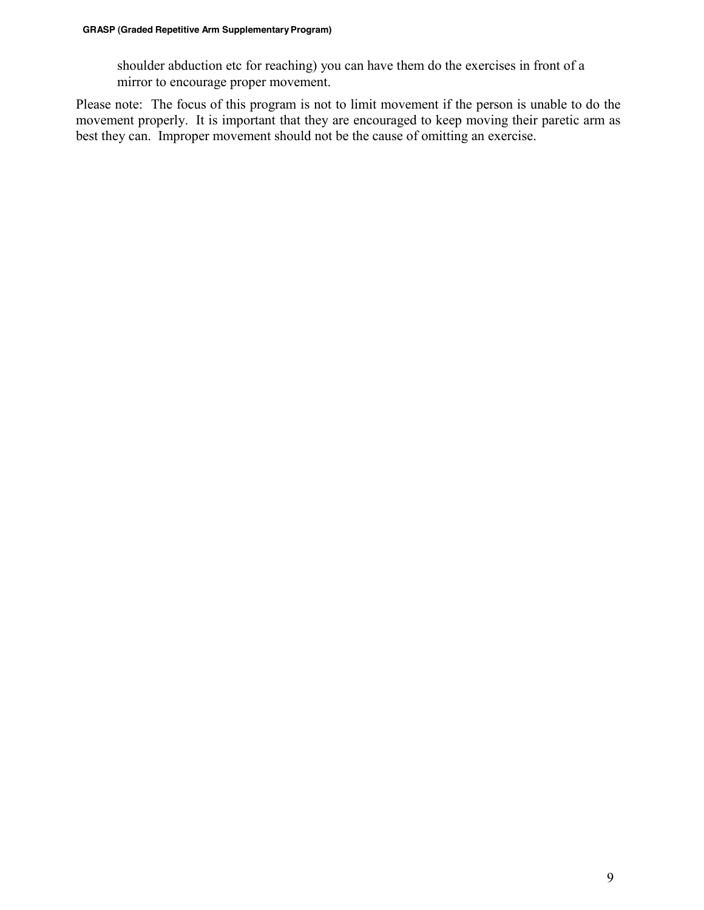shoulder abduction etc for reaching) you can have them do the exercises in front of a mirror to encourage proper movement.

Please note: The focus of this program is not to limit movement if the person is unable to do the movement properly. It is important that they are encouraged to keep moving their paretic arm as best they can. Improper movement should not be the cause of omitting an exercise.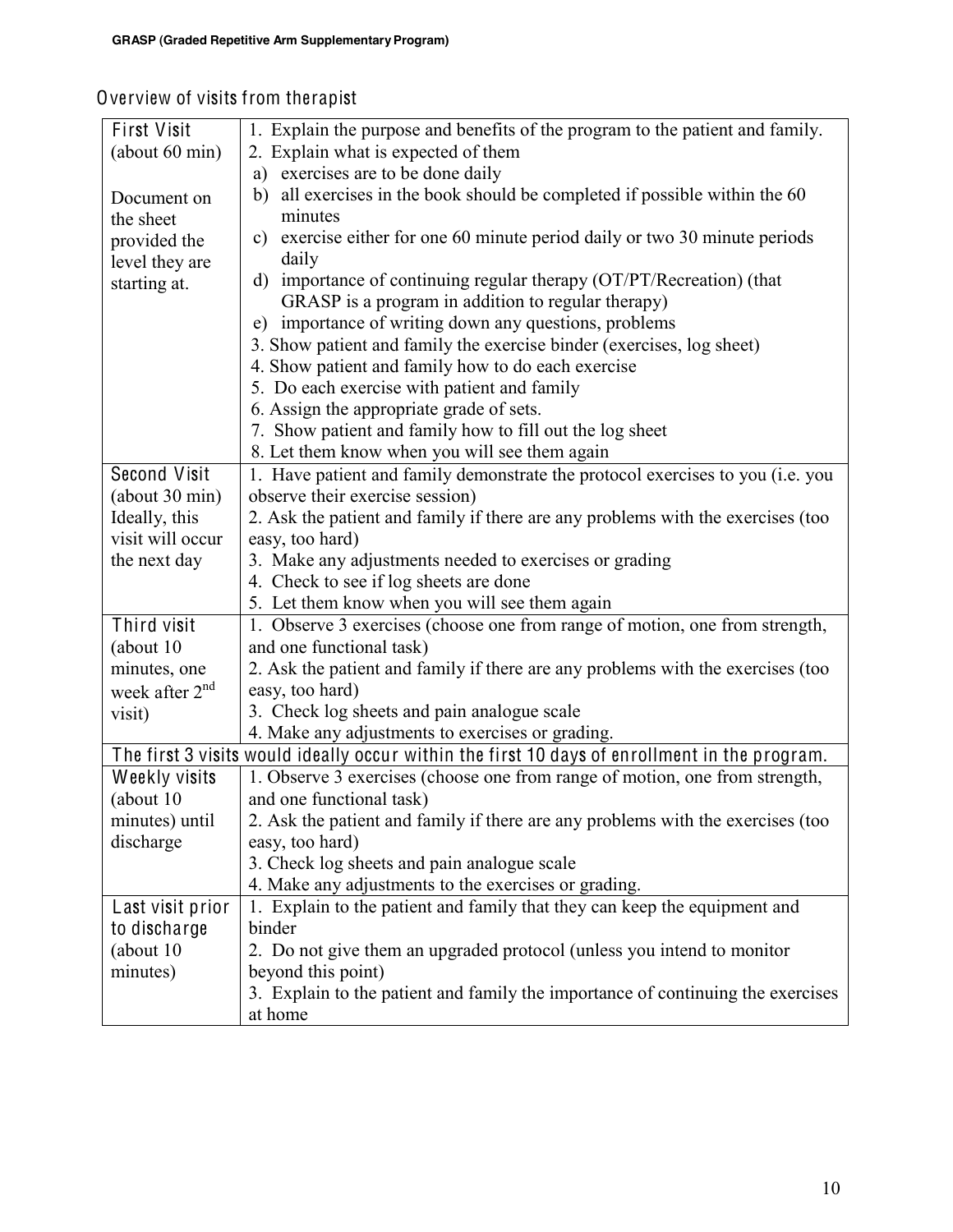## Overview of visits from therapist

| | |
|---|---|
| **First Visit** (about 60 min)<br><br>Document on the sheet provided the level they are starting at. | 1. Explain the purpose and benefits of the program to the patient and family.<br>2. Explain what is expected of them<br>a) exercises are to be done daily<br>b) all exercises in the book should be completed if possible within the 60 minutes<br>c) exercise either for one 60 minute period daily or two 30 minute periods daily<br>d) importance of continuing regular therapy (OT/PT/Recreation) (that GRASP is a program in addition to regular therapy)<br>e) importance of writing down any questions, problems<br>3. Show patient and family the exercise binder (exercises, log sheet)<br>4. Show patient and family how to do each exercise<br>5. Do each exercise with patient and family<br>6. Assign the appropriate grade of sets.<br>7. Show patient and family how to fill out the log sheet<br>8. Let them know when you will see them again |
| **Second Visit** (about 30 min) Ideally, this visit will occur the next day | 1. Have patient and family demonstrate the protocol exercises to you (i.e. you observe their exercise session)<br>2. Ask the patient and family if there are any problems with the exercises (too easy, too hard)<br>3. Make any adjustments needed to exercises or grading<br>4. Check to see if log sheets are done<br>5. Let them know when you will see them again |
| **Third visit** (about 10 minutes, one week after 2nd visit) | 1. Observe 3 exercises (choose one from range of motion, one from strength, and one functional task)<br>2. Ask the patient and family if there are any problems with the exercises (too easy, too hard)<br>3. Check log sheets and pain analogue scale<br>4. Make any adjustments to exercises or grading. |
| **The first 3 visits would ideally occur within the first 10 days of enrollment in the program.** | |
| **Weekly visits** (about 10 minutes) until discharge | 1. Observe 3 exercises (choose one from range of motion, one from strength, and one functional task)<br>2. Ask the patient and family if there are any problems with the exercises (too easy, too hard)<br>3. Check log sheets and pain analogue scale<br>4. Make any adjustments to the exercises or grading. |
| **Last visit prior to discharge** (about 10 minutes) | 1. Explain to the patient and family that they can keep the equipment and binder<br>2. Do not give them an upgraded protocol (unless you intend to monitor beyond this point)<br>3. Explain to the patient and family the importance of continuing the exercises at home |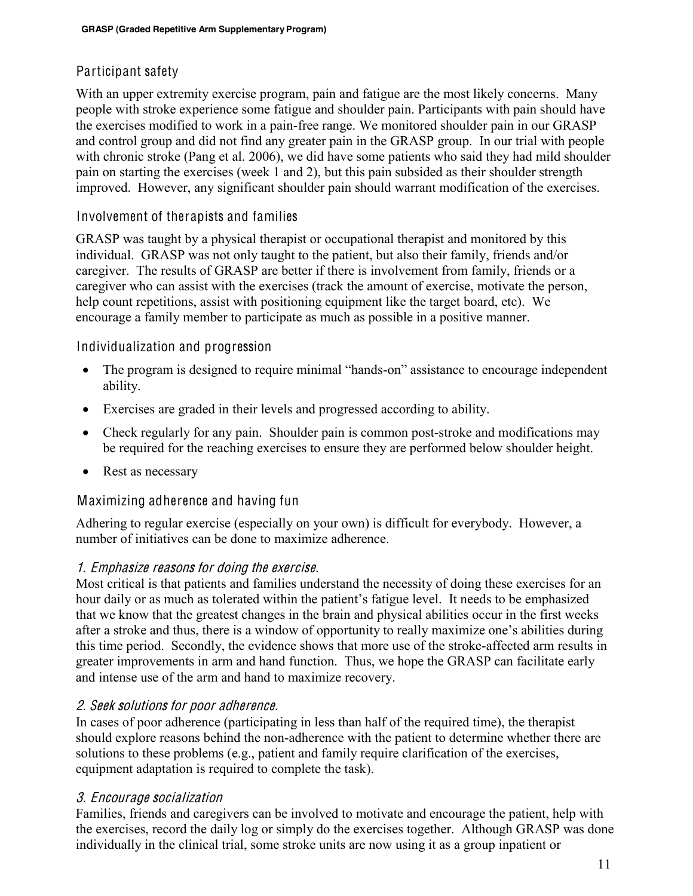## Participant safety

With an upper extremity exercise program, pain and fatigue are the most likely concerns. Many people with stroke experience some fatigue and shoulder pain. Participants with pain should have the exercises modified to work in a pain-free range. We monitored shoulder pain in our GRASP and control group and did not find any greater pain in the GRASP group. In our trial with people with chronic stroke (Pang et al. 2006), we did have some patients who said they had mild shoulder pain on starting the exercises (week 1 and 2), but this pain subsided as their shoulder strength improved. However, any significant shoulder pain should warrant modification of the exercises.

## Involvement of therapists and families

GRASP was taught by a physical therapist or occupational therapist and monitored by this individual. GRASP was not only taught to the patient, but also their family, friends and/or caregiver. The results of GRASP are better if there is involvement from family, friends or a caregiver who can assist with the exercises (track the amount of exercise, motivate the person, help count repetitions, assist with positioning equipment like the target board, etc). We encourage a family member to participate as much as possible in a positive manner.

## Individualization and progression

- The program is designed to require minimal "hands-on" assistance to encourage independent ability.
- Exercises are graded in their levels and progressed according to ability.
- Check regularly for any pain. Shoulder pain is common post-stroke and modifications may be required for the reaching exercises to ensure they are performed below shoulder height.
- Rest as necessary

## Maximizing adherence and having fun

Adhering to regular exercise (especially on your own) is difficult for everybody. However, a number of initiatives can be done to maximize adherence.

### *1. Emphasize reasons for doing the exercise.*

Most critical is that patients and families understand the necessity of doing these exercises for an hour daily or as much as tolerated within the patient's fatigue level. It needs to be emphasized that we know that the greatest changes in the brain and physical abilities occur in the first weeks after a stroke and thus, there is a window of opportunity to really maximize one's abilities during this time period. Secondly, the evidence shows that more use of the stroke-affected arm results in greater improvements in arm and hand function. Thus, we hope the GRASP can facilitate early and intense use of the arm and hand to maximize recovery.

### *2. Seek solutions for poor adherence.*

In cases of poor adherence (participating in less than half of the required time), the therapist should explore reasons behind the non-adherence with the patient to determine whether there are solutions to these problems (e.g., patient and family require clarification of the exercises, equipment adaptation is required to complete the task).

### *3. Encourage socialization*

Families, friends and caregivers can be involved to motivate and encourage the patient, help with the exercises, record the daily log or simply do the exercises together. Although GRASP was done individually in the clinical trial, some stroke units are now using it as a group inpatient or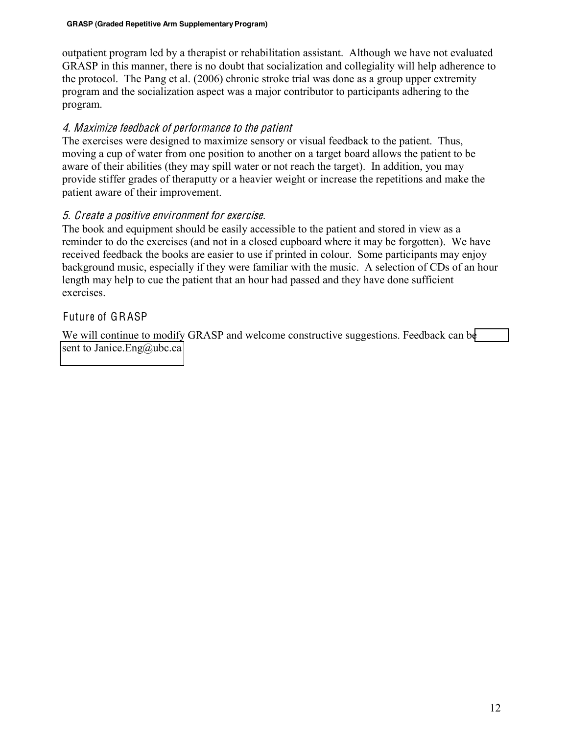outpatient program led by a therapist or rehabilitation assistant. Although we have not evaluated GRASP in this manner, there is no doubt that socialization and collegiality will help adherence to the protocol. The Pang et al. (2006) chronic stroke trial was done as a group upper extremity program and the socialization aspect was a major contributor to participants adhering to the program.

### *4. Maximize feedback of performance to the patient*

The exercises were designed to maximize sensory or visual feedback to the patient. Thus, moving a cup of water from one position to another on a target board allows the patient to be aware of their abilities (they may spill water or not reach the target). In addition, you may provide stiffer grades of theraputty or a heavier weight or increase the repetitions and make the patient aware of their improvement.

### *5. Create a positive environment for exercise.*

The book and equipment should be easily accessible to the patient and stored in view as a reminder to do the exercises (and not in a closed cupboard where it may be forgotten). We have received feedback the books are easier to use if printed in colour. Some participants may enjoy background music, especially if they were familiar with the music. A selection of CDs of an hour length may help to cue the patient that an hour had passed and they have done sufficient exercises.

## Future of GRASP

We will continue to modify GRASP and welcome constructive suggestions. Feedback can be sent to Janice.Eng@ubc.ca